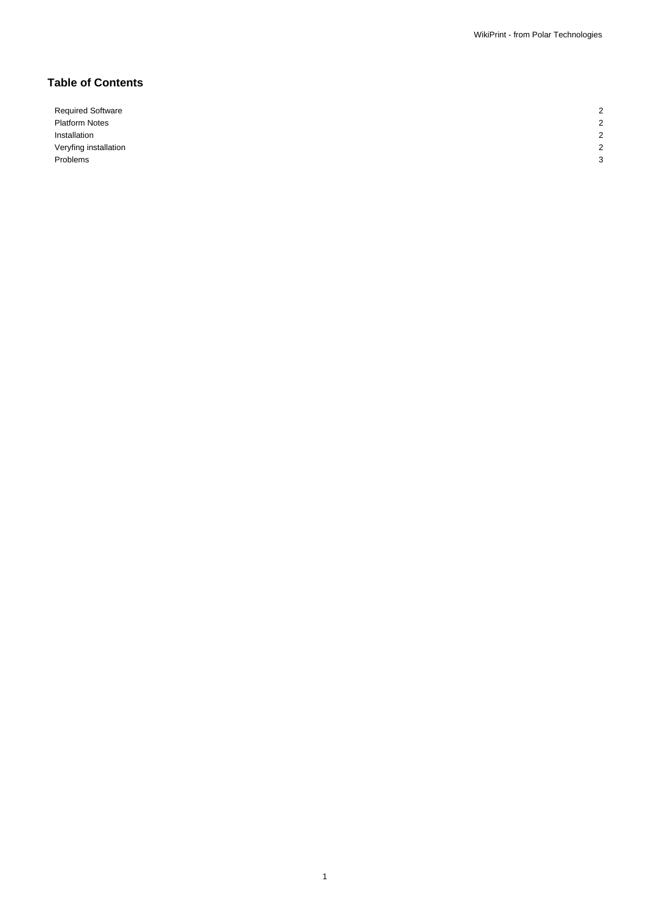## Table of Contents

| | |
|---|---|
| Required Software | 2 |
| Platform Notes | 2 |
| Installation | 2 |
| Veryfing installation | 2 |
| Problems | 3 |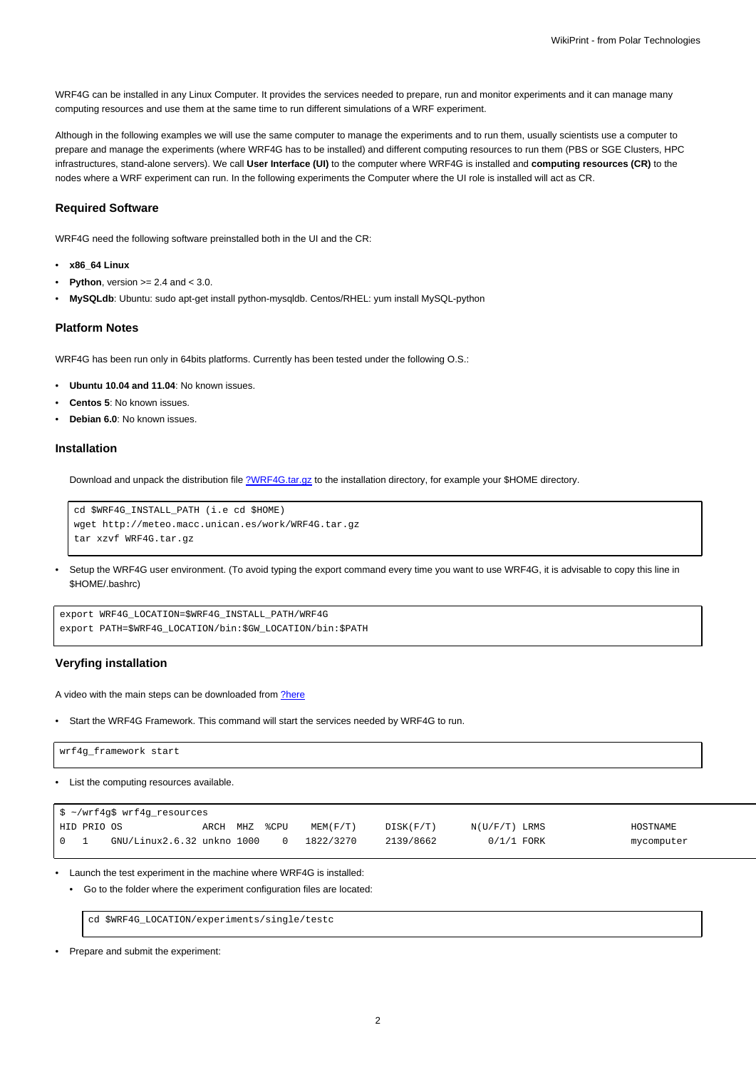WRF4G can be installed in any Linux Computer. It provides the services needed to prepare, run and monitor experiments and it can manage many computing resources and use them at the same time to run different simulations of a WRF experiment.

Although in the following examples we will use the same computer to manage the experiments and to run them, usually scientists use a computer to prepare and manage the experiments (where WRF4G has to be installed) and different computing resources to run them (PBS or SGE Clusters, HPC infrastructures, stand-alone servers). We call **User Interface (UI)** to the computer where WRF4G is installed and **computing resources (CR)** to the nodes where a WRF experiment can run. In the following experiments the Computer where the UI role is installed will act as CR.

### Required Software

WRF4G need the following software preinstalled both in the UI and the CR:

- **x86_64 Linux**
- **Python**, version >= 2.4 and < 3.0.
- **MySQLdb**: Ubuntu: sudo apt-get install python-mysqldb. Centos/RHEL: yum install MySQL-python

### Platform Notes

WRF4G has been run only in 64bits platforms. Currently has been tested under the following O.S.:

- **Ubuntu 10.04 and 11.04**: No known issues.
- **Centos 5**: No known issues.
- **Debian 6.0**: No known issues.

### Installation

Download and unpack the distribution file ?WRF4G.tar.gz to the installation directory, for example your $HOME directory.

```
cd $WRF4G_INSTALL_PATH (i.e cd $HOME)
wget http://meteo.macc.unican.es/work/WRF4G.tar.gz
tar xzvf WRF4G.tar.gz
```

- Setup the WRF4G user environment. (To avoid typing the export command every time you want to use WRF4G, it is advisable to copy this line in $HOME/.bashrc)

```
export WRF4G_LOCATION=$WRF4G_INSTALL_PATH/WRF4G
export PATH=$WRF4G_LOCATION/bin:$GW_LOCATION/bin:$PATH
```

### Veryfing installation

A video with the main steps can be downloaded from ?here

- Start the WRF4G Framework. This command will start the services needed by WRF4G to run.

```
wrf4g_framework start
```

- List the computing resources available.

```
$ ~/wrf4g$ wrf4g_resources
HID PRIO OS              ARCH  MHZ  %CPU    MEM(F/T)     DISK(F/T)      N(U/F/T) LRMS                 HOSTNAME
0   1    GNU/Linux2.6.32 unkno 1000    0    1822/3270    2139/8662        0/1/1 FORK                 mycomputer
```

- Launch the test experiment in the machine where WRF4G is installed:
    - Go to the folder where the experiment configuration files are located:

```
cd $WRF4G_LOCATION/experiments/single/testc
```

- Prepare and submit the experiment: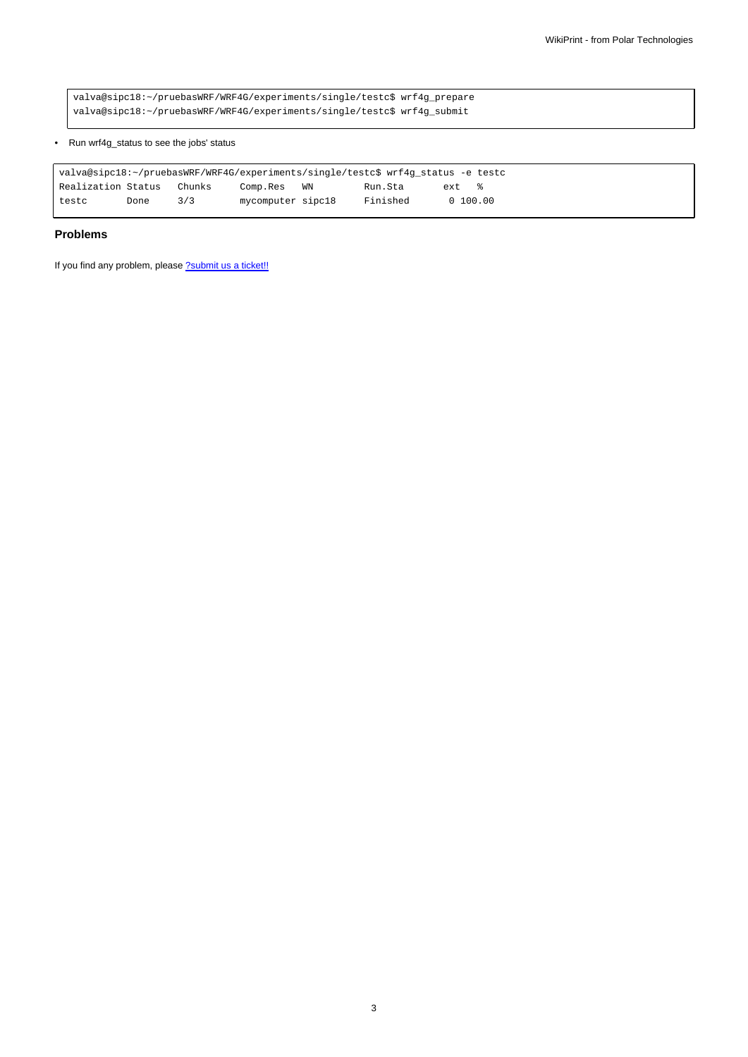```
valva@sipc18:~/pruebasWRF/WRF4G/experiments/single/testc$ wrf4g_prepare
valva@sipc18:~/pruebasWRF/WRF4G/experiments/single/testc$ wrf4g_submit
```

- Run wrf4g_status to see the jobs' status

```
valva@sipc18:~/pruebasWRF/WRF4G/experiments/single/testc$ wrf4g_status -e testc
Realization Status   Chunks     Comp.Res   WN         Run.Sta       ext   %
testc       Done     3/3        mycomputer sipc18     Finished       0 100.00
```

### Problems

If you find any problem, please ?submit us a ticket!!